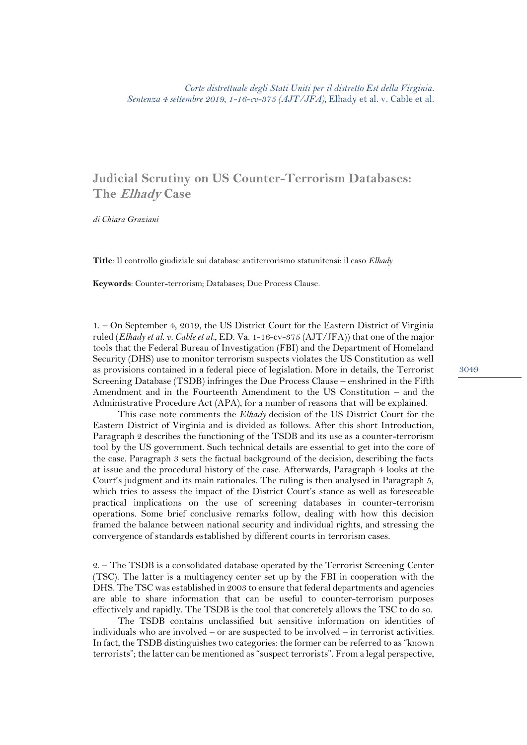*Corte distrettuale degli Stati Uniti per il distretto Est della Virginia. Sentenza 4 settembre 2019, 1-16-cv-375 (AJT/JFA),* Elhady et al. v. Cable et al.

# Judicial Scrutiny on US Counter-Terrorism Databases: The *Elhady* Case

*di Chiara Graziani*

**Title**: Il controllo giudiziale sui database antiterrorismo statunitensi: il caso *Elhady*

**Keywords**: Counter-terrorism; Databases; Due Process Clause.

1. – On September 4, 2019, the US District Court for the Eastern District of Virginia ruled (*Elhady et al. v. Cable et al*., ED. Va. 1-16-cv-375 (AJT/JFA)) that one of the major tools that the Federal Bureau of Investigation (FBI) and the Department of Homeland Security (DHS) use to monitor terrorism suspects violates the US Constitution as well as provisions contained in a federal piece of legislation. More in details, the Terrorist Screening Database (TSDB) infringes the Due Process Clause – enshrined in the Fifth Amendment and in the Fourteenth Amendment to the US Constitution – and the Administrative Procedure Act (APA), for a number of reasons that will be explained.

This case note comments the *Elhady* decision of the US District Court for the Eastern District of Virginia and is divided as follows. After this short Introduction, Paragraph 2 describes the functioning of the TSDB and its use as a counter-terrorism tool by the US government. Such technical details are essential to get into the core of the case. Paragraph 3 sets the factual background of the decision, describing the facts at issue and the procedural history of the case. Afterwards, Paragraph 4 looks at the Court's judgment and its main rationales. The ruling is then analysed in Paragraph 5, which tries to assess the impact of the District Court's stance as well as foreseeable practical implications on the use of screening databases in counter-terrorism operations. Some brief conclusive remarks follow, dealing with how this decision framed the balance between national security and individual rights, and stressing the convergence of standards established by different courts in terrorism cases.

2. – The TSDB is a consolidated database operated by the Terrorist Screening Center (TSC). The latter is a multiagency center set up by the FBI in cooperation with the DHS. The TSC was established in 2003 to ensure that federal departments and agencies are able to share information that can be useful to counter-terrorism purposes effectively and rapidly. The TSDB is the tool that concretely allows the TSC to do so.

The TSDB contains unclassified but sensitive information on identities of individuals who are involved – or are suspected to be involved – in terrorist activities. In fact, the TSDB distinguishes two categories: the former can be referred to as "known terrorists"; the latter can be mentioned as "suspect terrorists". From a legal perspective,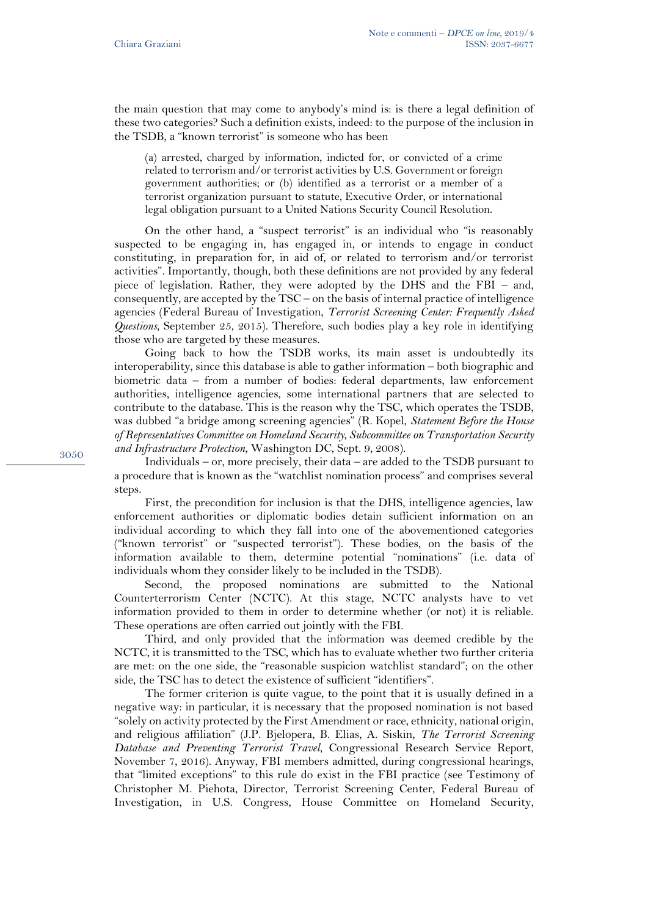the main question that may come to anybody's mind is: is there a legal definition of these two categories? Such a definition exists, indeed: to the purpose of the inclusion in the TSDB, a "known terrorist" is someone who has been

> (a) arrested, charged by information, indicted for, or convicted of a crime related to terrorism and/or terrorist activities by U.S. Government or foreign government authorities; or (b) identified as a terrorist or a member of a terrorist organization pursuant to statute, Executive Order, or international legal obligation pursuant to a United Nations Security Council Resolution.

On the other hand, a "suspect terrorist" is an individual who "is reasonably suspected to be engaging in, has engaged in, or intends to engage in conduct constituting, in preparation for, in aid of, or related to terrorism and/or terrorist activities". Importantly, though, both these definitions are not provided by any federal piece of legislation. Rather, they were adopted by the DHS and the FBI – and, consequently, are accepted by the TSC – on the basis of internal practice of intelligence agencies (Federal Bureau of Investigation, *Terrorist Screening Center: Frequently Asked Questions*, September 25, 2015). Therefore, such bodies play a key role in identifying those who are targeted by these measures.

Going back to how the TSDB works, its main asset is undoubtedly its interoperability, since this database is able to gather information – both biographic and biometric data – from a number of bodies: federal departments, law enforcement authorities, intelligence agencies, some international partners that are selected to contribute to the database. This is the reason why the TSC, which operates the TSDB, was dubbed "a bridge among screening agencies" (R. Kopel, *Statement Before the House of Representatives Committee on Homeland Security, Subcommittee on Transportation Security and Infrastructure Protection*, Washington DC, Sept. 9, 2008).

Individuals – or, more precisely, their data – are added to the TSDB pursuant to a procedure that is known as the "watchlist nomination process" and comprises several steps.

First, the precondition for inclusion is that the DHS, intelligence agencies, law enforcement authorities or diplomatic bodies detain sufficient information on an individual according to which they fall into one of the abovementioned categories ("known terrorist" or "suspected terrorist"). These bodies, on the basis of the information available to them, determine potential "nominations" (i.e. data of individuals whom they consider likely to be included in the TSDB).

Second, the proposed nominations are submitted to the National Counterterrorism Center (NCTC). At this stage, NCTC analysts have to vet information provided to them in order to determine whether (or not) it is reliable. These operations are often carried out jointly with the FBI.

Third, and only provided that the information was deemed credible by the NCTC, it is transmitted to the TSC, which has to evaluate whether two further criteria are met: on the one side, the "reasonable suspicion watchlist standard"; on the other side, the TSC has to detect the existence of sufficient "identifiers".

The former criterion is quite vague, to the point that it is usually defined in a negative way: in particular, it is necessary that the proposed nomination is not based "solely on activity protected by the First Amendment or race, ethnicity, national origin, and religious affiliation" (J.P. Bjelopera, B. Elias, A. Siskin, *The Terrorist Screening Database and Preventing Terrorist Travel*, Congressional Research Service Report, November 7, 2016). Anyway, FBI members admitted, during congressional hearings, that "limited exceptions" to this rule do exist in the FBI practice (see Testimony of Christopher M. Piehota, Director, Terrorist Screening Center, Federal Bureau of Investigation, in U.S. Congress, House Committee on Homeland Security,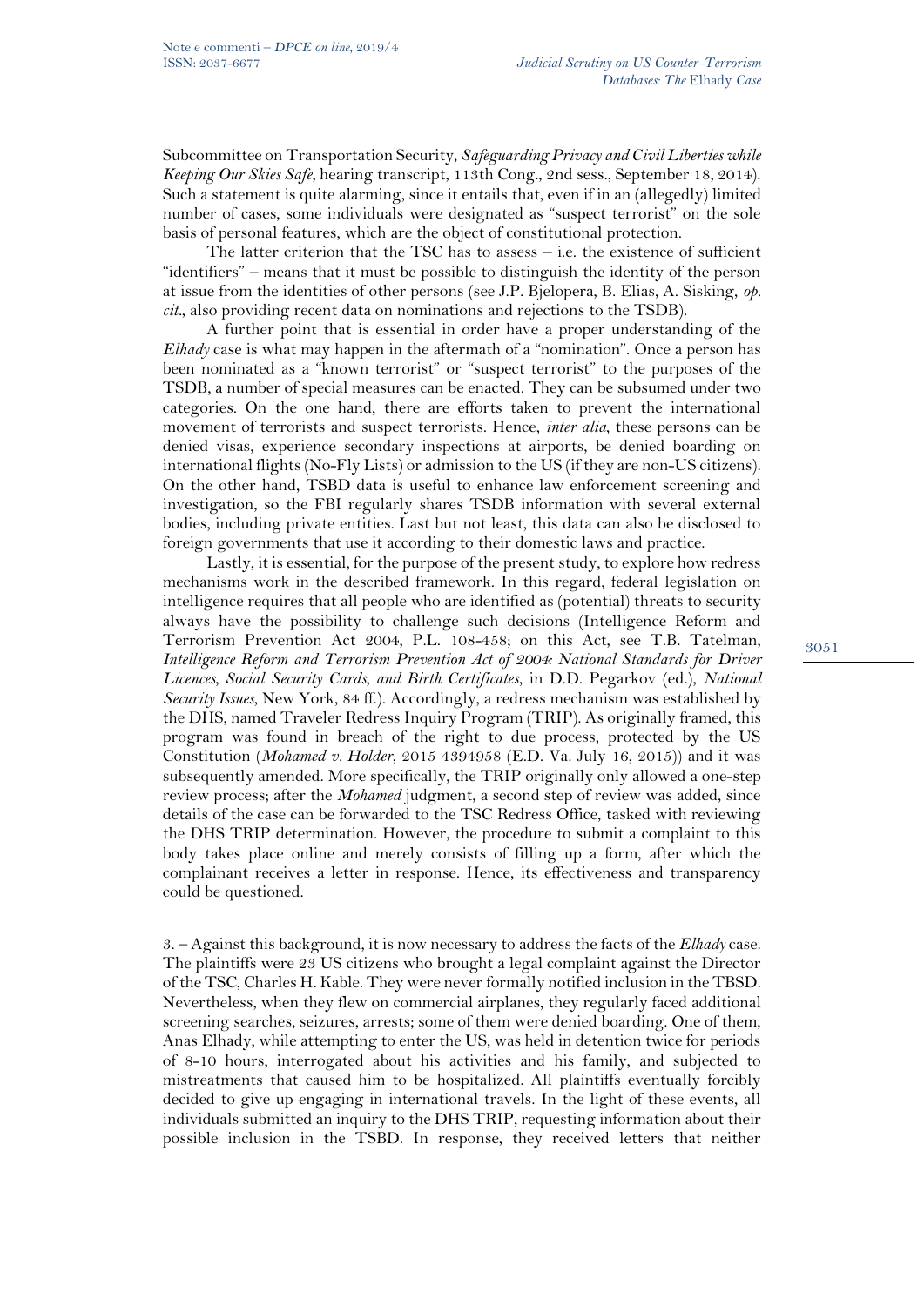Subcommittee on Transportation Security, *Safeguarding Privacy and Civil Liberties while Keeping Our Skies Safe*, hearing transcript, 113th Cong., 2nd sess., September 18, 2014). Such a statement is quite alarming, since it entails that, even if in an (allegedly) limited number of cases, some individuals were designated as "suspect terrorist" on the sole basis of personal features, which are the object of constitutional protection.

The latter criterion that the TSC has to assess – i.e. the existence of sufficient "identifiers" – means that it must be possible to distinguish the identity of the person at issue from the identities of other persons (see J.P. Bjelopera, B. Elias, A. Sisking, *op. cit.*, also providing recent data on nominations and rejections to the TSDB).

A further point that is essential in order have a proper understanding of the *Elhady* case is what may happen in the aftermath of a "nomination". Once a person has been nominated as a "known terrorist" or "suspect terrorist" to the purposes of the TSDB, a number of special measures can be enacted. They can be subsumed under two categories. On the one hand, there are efforts taken to prevent the international movement of terrorists and suspect terrorists. Hence, *inter alia*, these persons can be denied visas, experience secondary inspections at airports, be denied boarding on international flights (No-Fly Lists) or admission to the US (if they are non-US citizens). On the other hand, TSBD data is useful to enhance law enforcement screening and investigation, so the FBI regularly shares TSDB information with several external bodies, including private entities. Last but not least, this data can also be disclosed to foreign governments that use it according to their domestic laws and practice.

Lastly, it is essential, for the purpose of the present study, to explore how redress mechanisms work in the described framework. In this regard, federal legislation on intelligence requires that all people who are identified as (potential) threats to security always have the possibility to challenge such decisions (Intelligence Reform and Terrorism Prevention Act 2004, P.L. 108-458; on this Act, see T.B. Tatelman, *Intelligence Reform and Terrorism Prevention Act of 2004: National Standards for Driver Licences, Social Security Cards, and Birth Certificates*, in D.D. Pegarkov (ed.), *National Security Issues*, New York, 84 ff.). Accordingly, a redress mechanism was established by the DHS, named Traveler Redress Inquiry Program (TRIP). As originally framed, this program was found in breach of the right to due process, protected by the US Constitution (*Mohamed v. Holder*, 2015 4394958 (E.D. Va. July 16, 2015)) and it was subsequently amended. More specifically, the TRIP originally only allowed a one-step review process; after the *Mohamed* judgment, a second step of review was added, since details of the case can be forwarded to the TSC Redress Office, tasked with reviewing the DHS TRIP determination. However, the procedure to submit a complaint to this body takes place online and merely consists of filling up a form, after which the complainant receives a letter in response. Hence, its effectiveness and transparency could be questioned.

3. – Against this background, it is now necessary to address the facts of the *Elhady* case. The plaintiffs were 23 US citizens who brought a legal complaint against the Director of the TSC, Charles H. Kable. They were never formally notified inclusion in the TBSD. Nevertheless, when they flew on commercial airplanes, they regularly faced additional screening searches, seizures, arrests; some of them were denied boarding. One of them, Anas Elhady, while attempting to enter the US, was held in detention twice for periods of 8-10 hours, interrogated about his activities and his family, and subjected to mistreatments that caused him to be hospitalized. All plaintiffs eventually forcibly decided to give up engaging in international travels. In the light of these events, all individuals submitted an inquiry to the DHS TRIP, requesting information about their possible inclusion in the TSBD. In response, they received letters that neither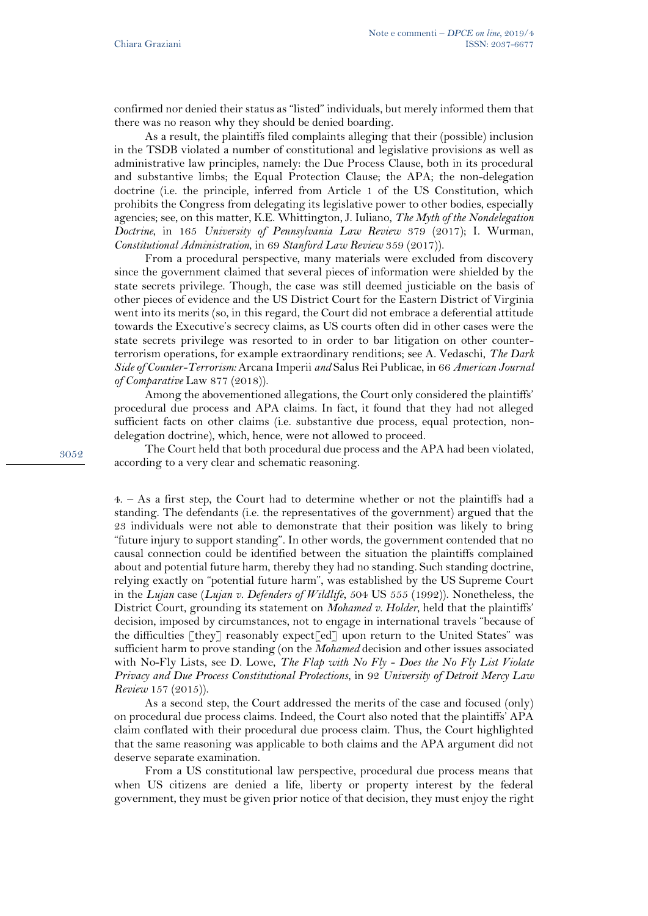confirmed nor denied their status as "listed" individuals, but merely informed them that there was no reason why they should be denied boarding.

As a result, the plaintiffs filed complaints alleging that their (possible) inclusion in the TSDB violated a number of constitutional and legislative provisions as well as administrative law principles, namely: the Due Process Clause, both in its procedural and substantive limbs; the Equal Protection Clause; the APA; the non-delegation doctrine (i.e. the principle, inferred from Article 1 of the US Constitution, which prohibits the Congress from delegating its legislative power to other bodies, especially agencies; see, on this matter, K.E. Whittington, J. Iuliano, *The Myth of the Nondelegation Doctrine*, in 165 *University of Pennsylvania Law Review* 379 (2017); I. Wurman, *Constitutional Administration*, in 69 *Stanford Law Review* 359 (2017)).

From a procedural perspective, many materials were excluded from discovery since the government claimed that several pieces of information were shielded by the state secrets privilege. Though, the case was still deemed justiciable on the basis of other pieces of evidence and the US District Court for the Eastern District of Virginia went into its merits (so, in this regard, the Court did not embrace a deferential attitude towards the Executive's secrecy claims, as US courts often did in other cases were the state secrets privilege was resorted to in order to bar litigation on other counter-terrorism operations, for example extraordinary renditions; see A. Vedaschi, *The Dark Side of Counter-Terrorism:* Arcana Imperii *and* Salus Rei Publicae, in 66 *American Journal of Comparative* Law 877 (2018)).

Among the abovementioned allegations, the Court only considered the plaintiffs' procedural due process and APA claims. In fact, it found that they had not alleged sufficient facts on other claims (i.e. substantive due process, equal protection, non-delegation doctrine), which, hence, were not allowed to proceed.

The Court held that both procedural due process and the APA had been violated, according to a very clear and schematic reasoning.

4. – As a first step, the Court had to determine whether or not the plaintiffs had a standing. The defendants (i.e. the representatives of the government) argued that the 23 individuals were not able to demonstrate that their position was likely to bring "future injury to support standing". In other words, the government contended that no causal connection could be identified between the situation the plaintiffs complained about and potential future harm, thereby they had no standing. Such standing doctrine, relying exactly on "potential future harm", was established by the US Supreme Court in the *Lujan* case (*Lujan v. Defenders of Wildlife*, 504 US 555 (1992)). Nonetheless, the District Court, grounding its statement on *Mohamed v. Holder*, held that the plaintiffs' decision, imposed by circumstances, not to engage in international travels "because of the difficulties [they] reasonably expect[ed] upon return to the United States" was sufficient harm to prove standing (on the *Mohamed* decision and other issues associated with No-Fly Lists, see D. Lowe, *The Flap with No Fly - Does the No Fly List Violate Privacy and Due Process Constitutional Protections*, in 92 *University of Detroit Mercy Law Review* 157 (2015)).

As a second step, the Court addressed the merits of the case and focused (only) on procedural due process claims. Indeed, the Court also noted that the plaintiffs' APA claim conflated with their procedural due process claim. Thus, the Court highlighted that the same reasoning was applicable to both claims and the APA argument did not deserve separate examination.

From a US constitutional law perspective, procedural due process means that when US citizens are denied a life, liberty or property interest by the federal government, they must be given prior notice of that decision, they must enjoy the right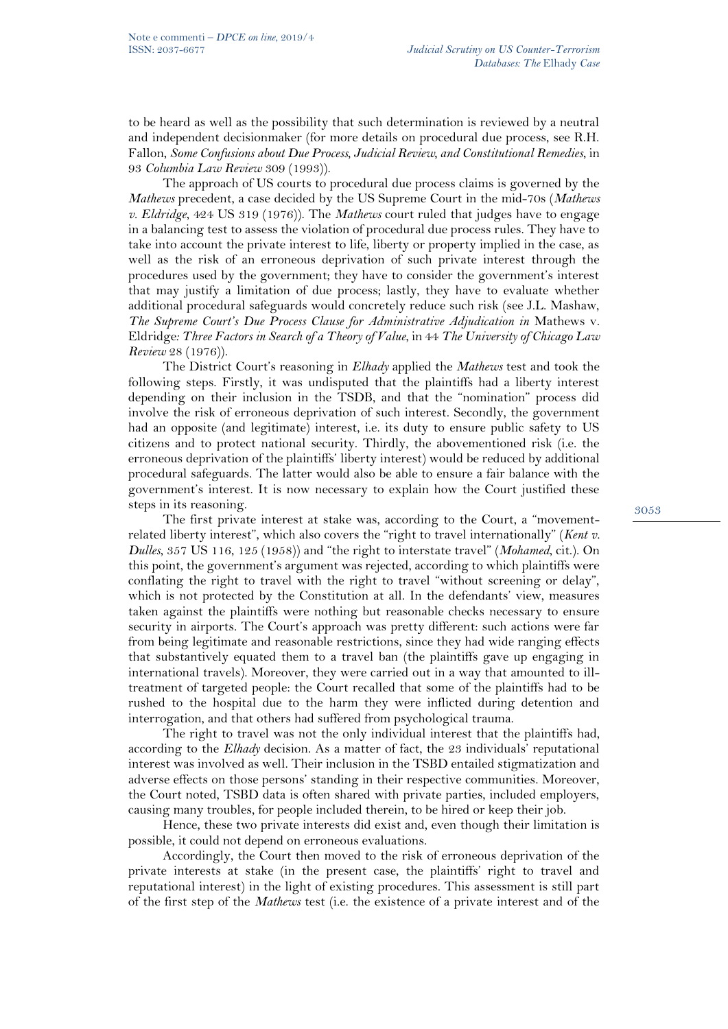to be heard as well as the possibility that such determination is reviewed by a neutral and independent decisionmaker (for more details on procedural due process, see R.H. Fallon, *Some Confusions about Due Process, Judicial Review, and Constitutional Remedies*, in 93 *Columbia Law Review* 309 (1993)).

The approach of US courts to procedural due process claims is governed by the *Mathews* precedent, a case decided by the US Supreme Court in the mid-70s (*Mathews v. Eldridge*, 424 US 319 (1976)). The *Mathews* court ruled that judges have to engage in a balancing test to assess the violation of procedural due process rules. They have to take into account the private interest to life, liberty or property implied in the case, as well as the risk of an erroneous deprivation of such private interest through the procedures used by the government; they have to consider the government's interest that may justify a limitation of due process; lastly, they have to evaluate whether additional procedural safeguards would concretely reduce such risk (see J.L. Mashaw, *The Supreme Court's Due Process Clause for Administrative Adjudication in* Mathews v. Eldridge*: Three Factors in Search of a Theory of Value*, in 44 *The University of Chicago Law Review* 28 (1976)).

The District Court's reasoning in *Elhady* applied the *Mathews* test and took the following steps. Firstly, it was undisputed that the plaintiffs had a liberty interest depending on their inclusion in the TSDB, and that the "nomination" process did involve the risk of erroneous deprivation of such interest. Secondly, the government had an opposite (and legitimate) interest, i.e. its duty to ensure public safety to US citizens and to protect national security. Thirdly, the abovementioned risk (i.e. the erroneous deprivation of the plaintiffs' liberty interest) would be reduced by additional procedural safeguards. The latter would also be able to ensure a fair balance with the government's interest. It is now necessary to explain how the Court justified these steps in its reasoning.

The first private interest at stake was, according to the Court, a "movement-related liberty interest", which also covers the "right to travel internationally" (*Kent v. Dulles*, 357 US 116, 125 (1958)) and "the right to interstate travel" (*Mohamed*, cit.). On this point, the government's argument was rejected, according to which plaintiffs were conflating the right to travel with the right to travel "without screening or delay", which is not protected by the Constitution at all. In the defendants' view, measures taken against the plaintiffs were nothing but reasonable checks necessary to ensure security in airports. The Court's approach was pretty different: such actions were far from being legitimate and reasonable restrictions, since they had wide ranging effects that substantively equated them to a travel ban (the plaintiffs gave up engaging in international travels). Moreover, they were carried out in a way that amounted to ill-treatment of targeted people: the Court recalled that some of the plaintiffs had to be rushed to the hospital due to the harm they were inflicted during detention and interrogation, and that others had suffered from psychological trauma.

The right to travel was not the only individual interest that the plaintiffs had, according to the *Elhady* decision. As a matter of fact, the 23 individuals' reputational interest was involved as well. Their inclusion in the TSBD entailed stigmatization and adverse effects on those persons' standing in their respective communities. Moreover, the Court noted, TSBD data is often shared with private parties, included employers, causing many troubles, for people included therein, to be hired or keep their job.

Hence, these two private interests did exist and, even though their limitation is possible, it could not depend on erroneous evaluations.

Accordingly, the Court then moved to the risk of erroneous deprivation of the private interests at stake (in the present case, the plaintiffs' right to travel and reputational interest) in the light of existing procedures. This assessment is still part of the first step of the *Mathews* test (i.e. the existence of a private interest and of the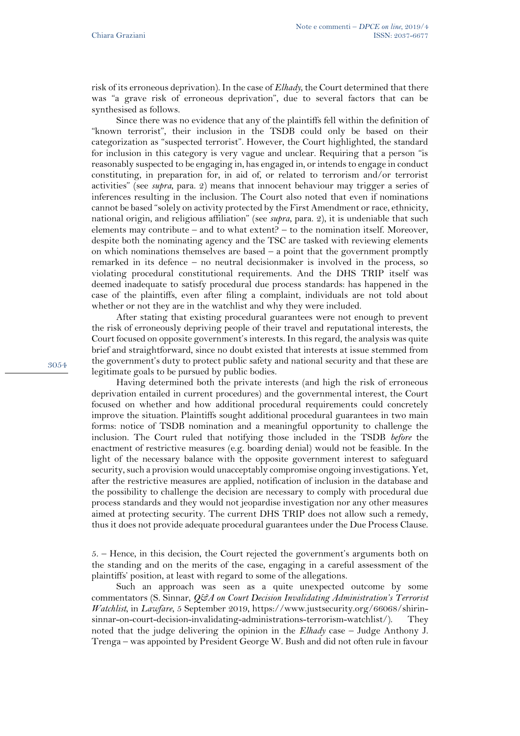risk of its erroneous deprivation). In the case of *Elhady*, the Court determined that there was "a grave risk of erroneous deprivation", due to several factors that can be synthesised as follows.

Since there was no evidence that any of the plaintiffs fell within the definition of "known terrorist", their inclusion in the TSDB could only be based on their categorization as "suspected terrorist". However, the Court highlighted, the standard for inclusion in this category is very vague and unclear. Requiring that a person "is reasonably suspected to be engaging in, has engaged in, or intends to engage in conduct constituting, in preparation for, in aid of, or related to terrorism and/or terrorist activities" (see *supra*, para. 2) means that innocent behaviour may trigger a series of inferences resulting in the inclusion. The Court also noted that even if nominations cannot be based "solely on activity protected by the First Amendment or race, ethnicity, national origin, and religious affiliation" (see *supra*, para. 2), it is undeniable that such elements may contribute – and to what extent? – to the nomination itself. Moreover, despite both the nominating agency and the TSC are tasked with reviewing elements on which nominations themselves are based – a point that the government promptly remarked in its defence – no neutral decisionmaker is involved in the process, so violating procedural constitutional requirements. And the DHS TRIP itself was deemed inadequate to satisfy procedural due process standards: has happened in the case of the plaintiffs, even after filing a complaint, individuals are not told about whether or not they are in the watchlist and why they were included.

After stating that existing procedural guarantees were not enough to prevent the risk of erroneously depriving people of their travel and reputational interests, the Court focused on opposite government's interests. In this regard, the analysis was quite brief and straightforward, since no doubt existed that interests at issue stemmed from the government's duty to protect public safety and national security and that these are legitimate goals to be pursued by public bodies.

Having determined both the private interests (and high the risk of erroneous deprivation entailed in current procedures) and the governmental interest, the Court focused on whether and how additional procedural requirements could concretely improve the situation. Plaintiffs sought additional procedural guarantees in two main forms: notice of TSDB nomination and a meaningful opportunity to challenge the inclusion. The Court ruled that notifying those included in the TSDB *before* the enactment of restrictive measures (e.g. boarding denial) would not be feasible. In the light of the necessary balance with the opposite government interest to safeguard security, such a provision would unacceptably compromise ongoing investigations. Yet, after the restrictive measures are applied, notification of inclusion in the database and the possibility to challenge the decision are necessary to comply with procedural due process standards and they would not jeopardise investigation nor any other measures aimed at protecting security. The current DHS TRIP does not allow such a remedy, thus it does not provide adequate procedural guarantees under the Due Process Clause.

5. – Hence, in this decision, the Court rejected the government's arguments both on the standing and on the merits of the case, engaging in a careful assessment of the plaintiffs' position, at least with regard to some of the allegations.

Such an approach was seen as a quite unexpected outcome by some commentators (S. Sinnar, *Q&A on Court Decision Invalidating Administration's Terrorist Watchlist*, in *Lawfare*, 5 September 2019, https://www.justsecurity.org/66068/shirin-sinnar-on-court-decision-invalidating-administrations-terrorism-watchlist/). They noted that the judge delivering the opinion in the *Elhady* case – Judge Anthony J. Trenga – was appointed by President George W. Bush and did not often rule in favour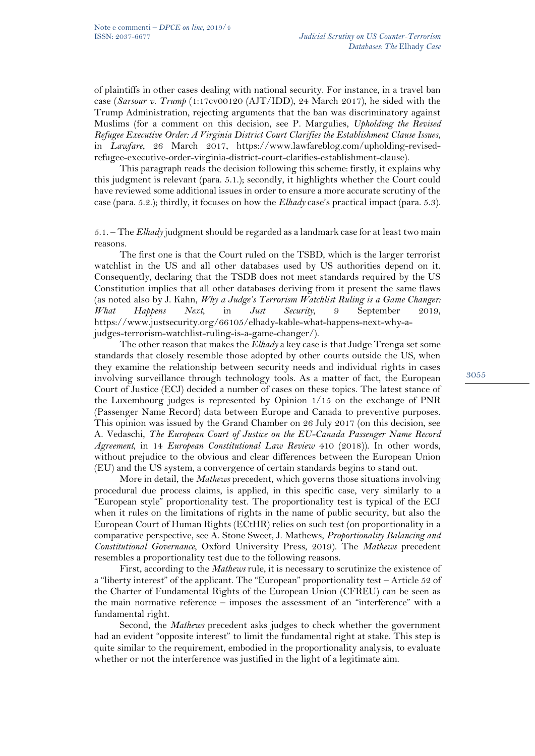of plaintiffs in other cases dealing with national security. For instance, in a travel ban case (*Sarsour v. Trump* (1:17cv00120 (AJT/IDD), 24 March 2017), he sided with the Trump Administration, rejecting arguments that the ban was discriminatory against Muslims (for a comment on this decision, see P. Margulies, *Upholding the Revised Refugee Executive Order: A Virginia District Court Clarifies the Establishment Clause Issues*, in *Lawfare*, 26 March 2017, https://www.lawfareblog.com/upholding-revised-refugee-executive-order-virginia-district-court-clarifies-establishment-clause).

This paragraph reads the decision following this scheme: firstly, it explains why this judgment is relevant (para. 5.1.); secondly, it highlights whether the Court could have reviewed some additional issues in order to ensure a more accurate scrutiny of the case (para. 5.2.); thirdly, it focuses on how the *Elhady* case's practical impact (para. 5.3).

5.1. – The *Elhady* judgment should be regarded as a landmark case for at least two main reasons.

The first one is that the Court ruled on the TSBD, which is the larger terrorist watchlist in the US and all other databases used by US authorities depend on it. Consequently, declaring that the TSDB does not meet standards required by the US Constitution implies that all other databases deriving from it present the same flaws (as noted also by J. Kahn, *Why a Judge's Terrorism Watchlist Ruling is a Game Changer: What Happens Next*, in *Just Security*, 9 September 2019, https://www.justsecurity.org/66105/elhady-kable-what-happens-next-why-a-judges-terrorism-watchlist-ruling-is-a-game-changer/).

The other reason that makes the *Elhady* a key case is that Judge Trenga set some standards that closely resemble those adopted by other courts outside the US, when they examine the relationship between security needs and individual rights in cases involving surveillance through technology tools. As a matter of fact, the European Court of Justice (ECJ) decided a number of cases on these topics. The latest stance of the Luxembourg judges is represented by Opinion 1/15 on the exchange of PNR (Passenger Name Record) data between Europe and Canada to preventive purposes. This opinion was issued by the Grand Chamber on 26 July 2017 (on this decision, see A. Vedaschi, *The European Court of Justice on the EU-Canada Passenger Name Record Agreement*, in 14 *European Constitutional Law Review* 410 (2018)). In other words, without prejudice to the obvious and clear differences between the European Union (EU) and the US system, a convergence of certain standards begins to stand out.

More in detail, the *Mathews* precedent, which governs those situations involving procedural due process claims, is applied, in this specific case, very similarly to a "European style" proportionality test. The proportionality test is typical of the ECJ when it rules on the limitations of rights in the name of public security, but also the European Court of Human Rights (ECtHR) relies on such test (on proportionality in a comparative perspective, see A. Stone Sweet, J. Mathews, *Proportionality Balancing and Constitutional Governance*, Oxford University Press, 2019). The *Mathews* precedent resembles a proportionality test due to the following reasons.

First, according to the *Mathews* rule, it is necessary to scrutinize the existence of a "liberty interest" of the applicant. The "European" proportionality test – Article 52 of the Charter of Fundamental Rights of the European Union (CFREU) can be seen as the main normative reference – imposes the assessment of an "interference" with a fundamental right.

Second, the *Mathews* precedent asks judges to check whether the government had an evident "opposite interest" to limit the fundamental right at stake. This step is quite similar to the requirement, embodied in the proportionality analysis, to evaluate whether or not the interference was justified in the light of a legitimate aim.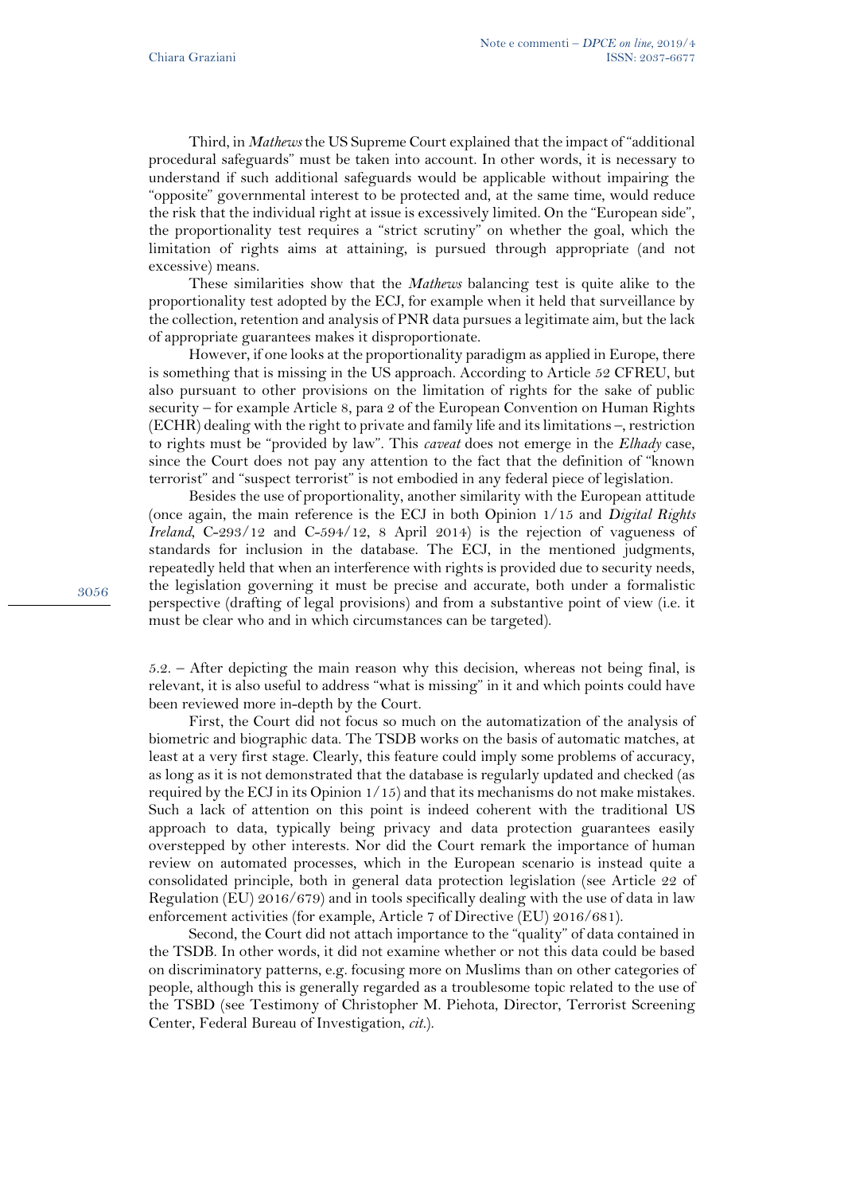Third, in *Mathews* the US Supreme Court explained that the impact of "additional procedural safeguards" must be taken into account. In other words, it is necessary to understand if such additional safeguards would be applicable without impairing the "opposite" governmental interest to be protected and, at the same time, would reduce the risk that the individual right at issue is excessively limited. On the "European side", the proportionality test requires a "strict scrutiny" on whether the goal, which the limitation of rights aims at attaining, is pursued through appropriate (and not excessive) means.

These similarities show that the *Mathews* balancing test is quite alike to the proportionality test adopted by the ECJ, for example when it held that surveillance by the collection, retention and analysis of PNR data pursues a legitimate aim, but the lack of appropriate guarantees makes it disproportionate.

However, if one looks at the proportionality paradigm as applied in Europe, there is something that is missing in the US approach. According to Article 52 CFREU, but also pursuant to other provisions on the limitation of rights for the sake of public security – for example Article 8, para 2 of the European Convention on Human Rights (ECHR) dealing with the right to private and family life and its limitations –, restriction to rights must be "provided by law". This *caveat* does not emerge in the *Elhady* case, since the Court does not pay any attention to the fact that the definition of "known terrorist" and "suspect terrorist" is not embodied in any federal piece of legislation.

Besides the use of proportionality, another similarity with the European attitude (once again, the main reference is the ECJ in both Opinion 1/15 and *Digital Rights Ireland*, C-293/12 and C-594/12, 8 April 2014) is the rejection of vagueness of standards for inclusion in the database. The ECJ, in the mentioned judgments, repeatedly held that when an interference with rights is provided due to security needs, the legislation governing it must be precise and accurate, both under a formalistic perspective (drafting of legal provisions) and from a substantive point of view (i.e. it must be clear who and in which circumstances can be targeted).

5.2. – After depicting the main reason why this decision, whereas not being final, is relevant, it is also useful to address "what is missing" in it and which points could have been reviewed more in-depth by the Court.

First, the Court did not focus so much on the automatization of the analysis of biometric and biographic data. The TSDB works on the basis of automatic matches, at least at a very first stage. Clearly, this feature could imply some problems of accuracy, as long as it is not demonstrated that the database is regularly updated and checked (as required by the ECJ in its Opinion 1/15) and that its mechanisms do not make mistakes. Such a lack of attention on this point is indeed coherent with the traditional US approach to data, typically being privacy and data protection guarantees easily overstepped by other interests. Nor did the Court remark the importance of human review on automated processes, which in the European scenario is instead quite a consolidated principle, both in general data protection legislation (see Article 22 of Regulation (EU) 2016/679) and in tools specifically dealing with the use of data in law enforcement activities (for example, Article 7 of Directive (EU) 2016/681).

Second, the Court did not attach importance to the "quality" of data contained in the TSDB. In other words, it did not examine whether or not this data could be based on discriminatory patterns, e.g. focusing more on Muslims than on other categories of people, although this is generally regarded as a troublesome topic related to the use of the TSBD (see Testimony of Christopher M. Piehota, Director, Terrorist Screening Center, Federal Bureau of Investigation, *cit.*).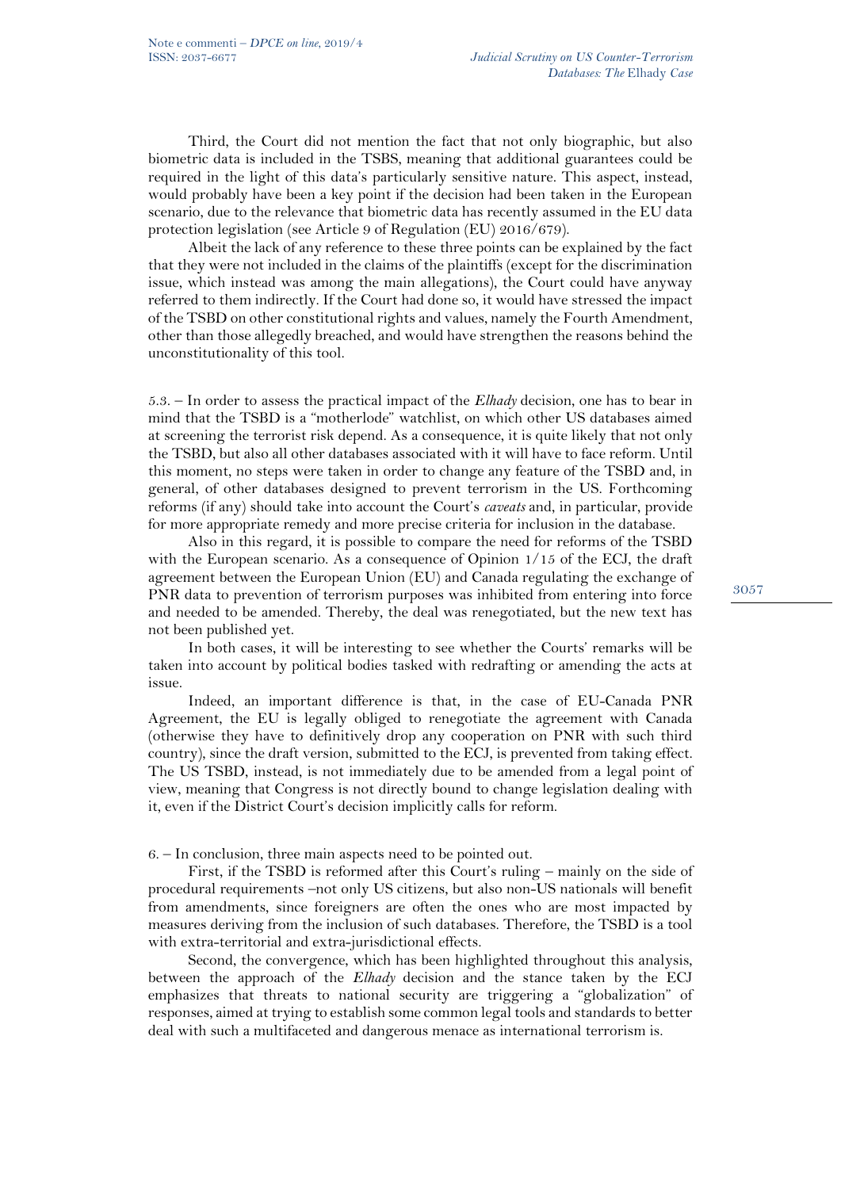Third, the Court did not mention the fact that not only biographic, but also biometric data is included in the TSBS, meaning that additional guarantees could be required in the light of this data's particularly sensitive nature. This aspect, instead, would probably have been a key point if the decision had been taken in the European scenario, due to the relevance that biometric data has recently assumed in the EU data protection legislation (see Article 9 of Regulation (EU) 2016/679).

Albeit the lack of any reference to these three points can be explained by the fact that they were not included in the claims of the plaintiffs (except for the discrimination issue, which instead was among the main allegations), the Court could have anyway referred to them indirectly. If the Court had done so, it would have stressed the impact of the TSBD on other constitutional rights and values, namely the Fourth Amendment, other than those allegedly breached, and would have strengthen the reasons behind the unconstitutionality of this tool.

5.3. – In order to assess the practical impact of the *Elhady* decision, one has to bear in mind that the TSBD is a "motherlode" watchlist, on which other US databases aimed at screening the terrorist risk depend. As a consequence, it is quite likely that not only the TSBD, but also all other databases associated with it will have to face reform. Until this moment, no steps were taken in order to change any feature of the TSBD and, in general, of other databases designed to prevent terrorism in the US. Forthcoming reforms (if any) should take into account the Court's *caveats* and, in particular, provide for more appropriate remedy and more precise criteria for inclusion in the database.

Also in this regard, it is possible to compare the need for reforms of the TSBD with the European scenario. As a consequence of Opinion 1/15 of the ECJ, the draft agreement between the European Union (EU) and Canada regulating the exchange of PNR data to prevention of terrorism purposes was inhibited from entering into force and needed to be amended. Thereby, the deal was renegotiated, but the new text has not been published yet.

In both cases, it will be interesting to see whether the Courts' remarks will be taken into account by political bodies tasked with redrafting or amending the acts at issue.

Indeed, an important difference is that, in the case of EU-Canada PNR Agreement, the EU is legally obliged to renegotiate the agreement with Canada (otherwise they have to definitively drop any cooperation on PNR with such third country), since the draft version, submitted to the ECJ, is prevented from taking effect. The US TSBD, instead, is not immediately due to be amended from a legal point of view, meaning that Congress is not directly bound to change legislation dealing with it, even if the District Court's decision implicitly calls for reform.

6. – In conclusion, three main aspects need to be pointed out.

First, if the TSBD is reformed after this Court's ruling – mainly on the side of procedural requirements –not only US citizens, but also non-US nationals will benefit from amendments, since foreigners are often the ones who are most impacted by measures deriving from the inclusion of such databases. Therefore, the TSBD is a tool with extra-territorial and extra-jurisdictional effects.

Second, the convergence, which has been highlighted throughout this analysis, between the approach of the *Elhady* decision and the stance taken by the ECJ emphasizes that threats to national security are triggering a "globalization" of responses, aimed at trying to establish some common legal tools and standards to better deal with such a multifaceted and dangerous menace as international terrorism is.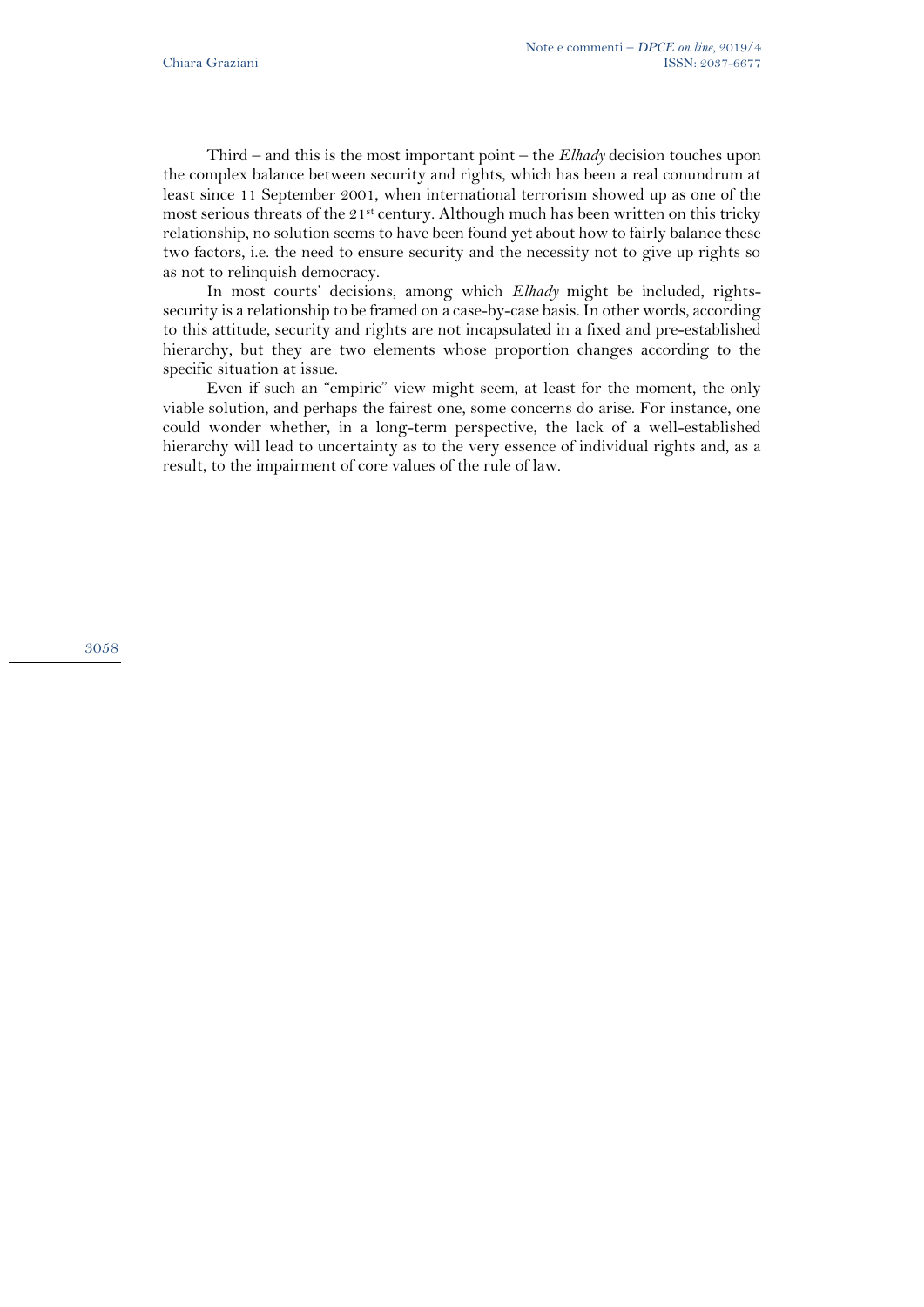Third – and this is the most important point – the *Elhady* decision touches upon the complex balance between security and rights, which has been a real conundrum at least since 11 September 2001, when international terrorism showed up as one of the most serious threats of the 21st century. Although much has been written on this tricky relationship, no solution seems to have been found yet about how to fairly balance these two factors, i.e. the need to ensure security and the necessity not to give up rights so as not to relinquish democracy.

In most courts' decisions, among which *Elhady* might be included, rights-security is a relationship to be framed on a case-by-case basis. In other words, according to this attitude, security and rights are not incapsulated in a fixed and pre-established hierarchy, but they are two elements whose proportion changes according to the specific situation at issue.

Even if such an "empiric" view might seem, at least for the moment, the only viable solution, and perhaps the fairest one, some concerns do arise. For instance, one could wonder whether, in a long-term perspective, the lack of a well-established hierarchy will lead to uncertainty as to the very essence of individual rights and, as a result, to the impairment of core values of the rule of law.